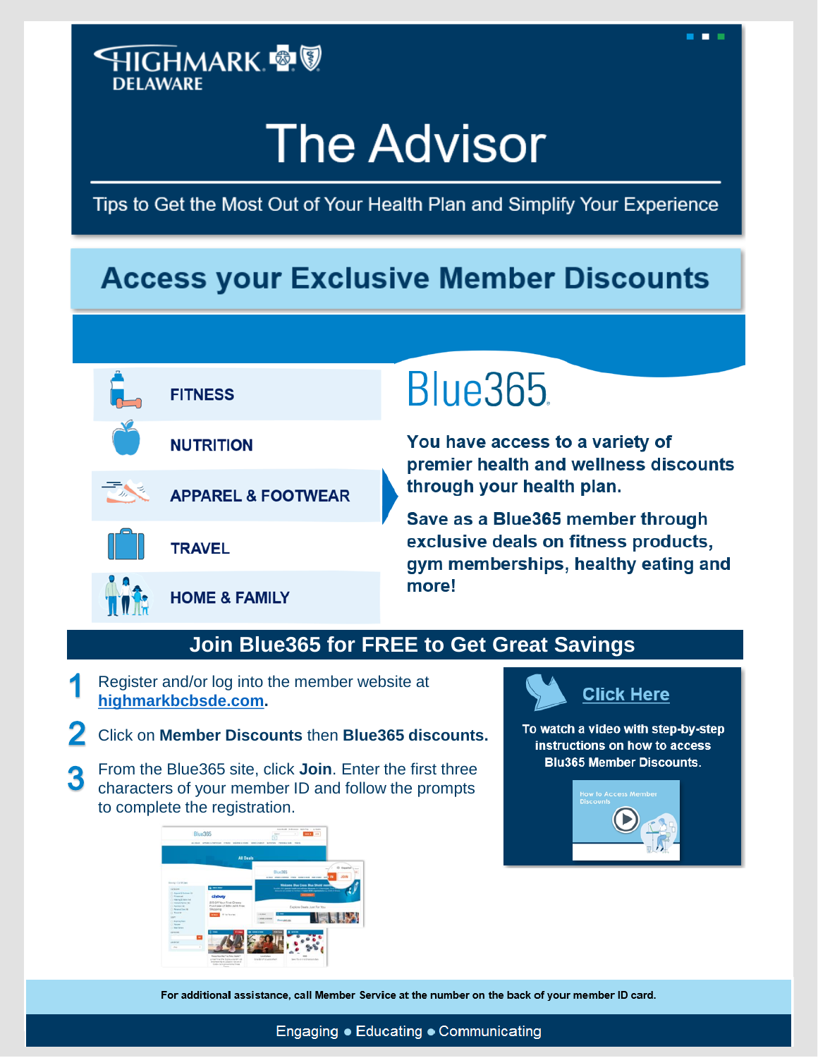HIGHMARK DELAWARE

# The Advisor

Tips to Get the Most Out of Your Health Plan and Simplify Your Experience

## Access your Exclusive Member Discounts

- FITNESS
- NUTRITION
- APPAREL & FOOTWEAR
- TRAVEL
- HOME & FAMILY

Blue365

**You have access to a variety of premier health and wellness discounts through your health plan.**

**Save as a Blue365 member through exclusive deals on fitness products, gym memberships, healthy eating and more!**

## Join Blue365 for FREE to Get Great Savings

1. Register and/or log into the member website at **highmarkbcbsde.com**.
2. Click on **Member Discounts** then **Blue365 discounts.**
3. From the Blue365 site, click **Join**. Enter the first three characters of your member ID and follow the prompts to complete the registration.

**Click Here**

**To watch a video with step-by-step instructions on how to access Blu365 Member Discounts.**

How to Access Member Discounts

**For additional assistance, call Member Service at the number on the back of your member ID card.**

Engaging ● Educating ● Communicating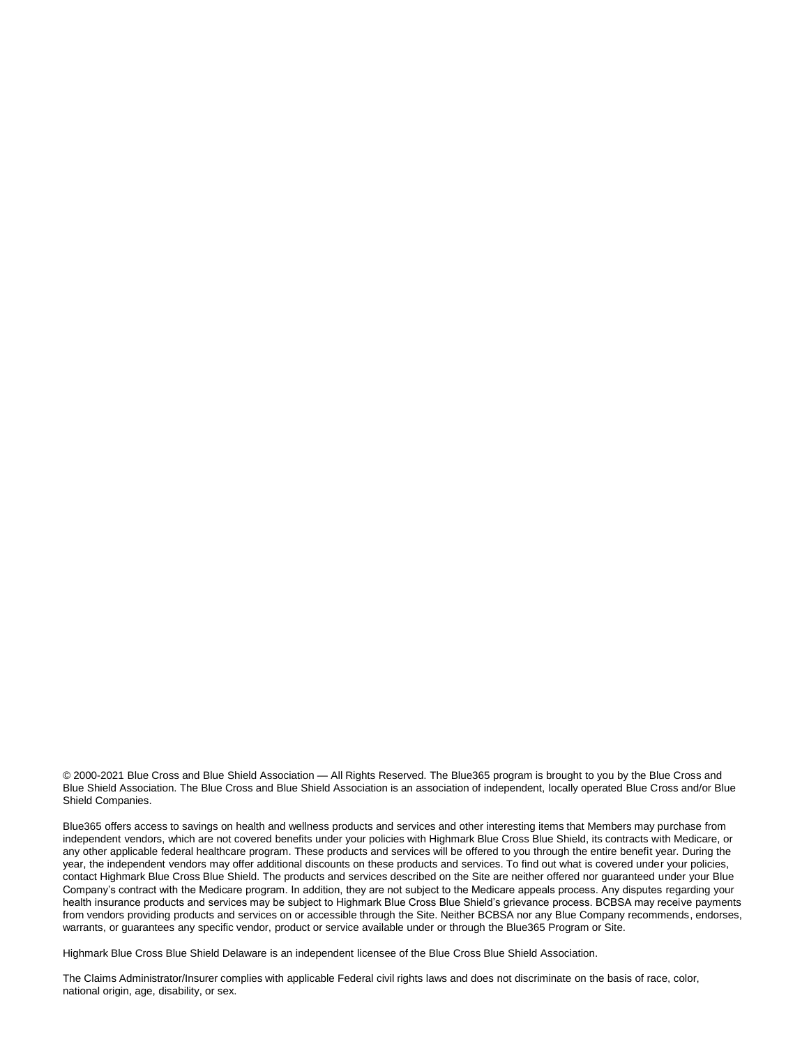© 2000-2021 Blue Cross and Blue Shield Association — All Rights Reserved. The Blue365 program is brought to you by the Blue Cross and Blue Shield Association. The Blue Cross and Blue Shield Association is an association of independent, locally operated Blue Cross and/or Blue Shield Companies.

Blue365 offers access to savings on health and wellness products and services and other interesting items that Members may purchase from independent vendors, which are not covered benefits under your policies with Highmark Blue Cross Blue Shield, its contracts with Medicare, or any other applicable federal healthcare program. These products and services will be offered to you through the entire benefit year. During the year, the independent vendors may offer additional discounts on these products and services. To find out what is covered under your policies, contact Highmark Blue Cross Blue Shield. The products and services described on the Site are neither offered nor guaranteed under your Blue Company's contract with the Medicare program. In addition, they are not subject to the Medicare appeals process. Any disputes regarding your health insurance products and services may be subject to Highmark Blue Cross Blue Shield's grievance process. BCBSA may receive payments from vendors providing products and services on or accessible through the Site. Neither BCBSA nor any Blue Company recommends, endorses, warrants, or guarantees any specific vendor, product or service available under or through the Blue365 Program or Site.

Highmark Blue Cross Blue Shield Delaware is an independent licensee of the Blue Cross Blue Shield Association.

The Claims Administrator/Insurer complies with applicable Federal civil rights laws and does not discriminate on the basis of race, color, national origin, age, disability, or sex.